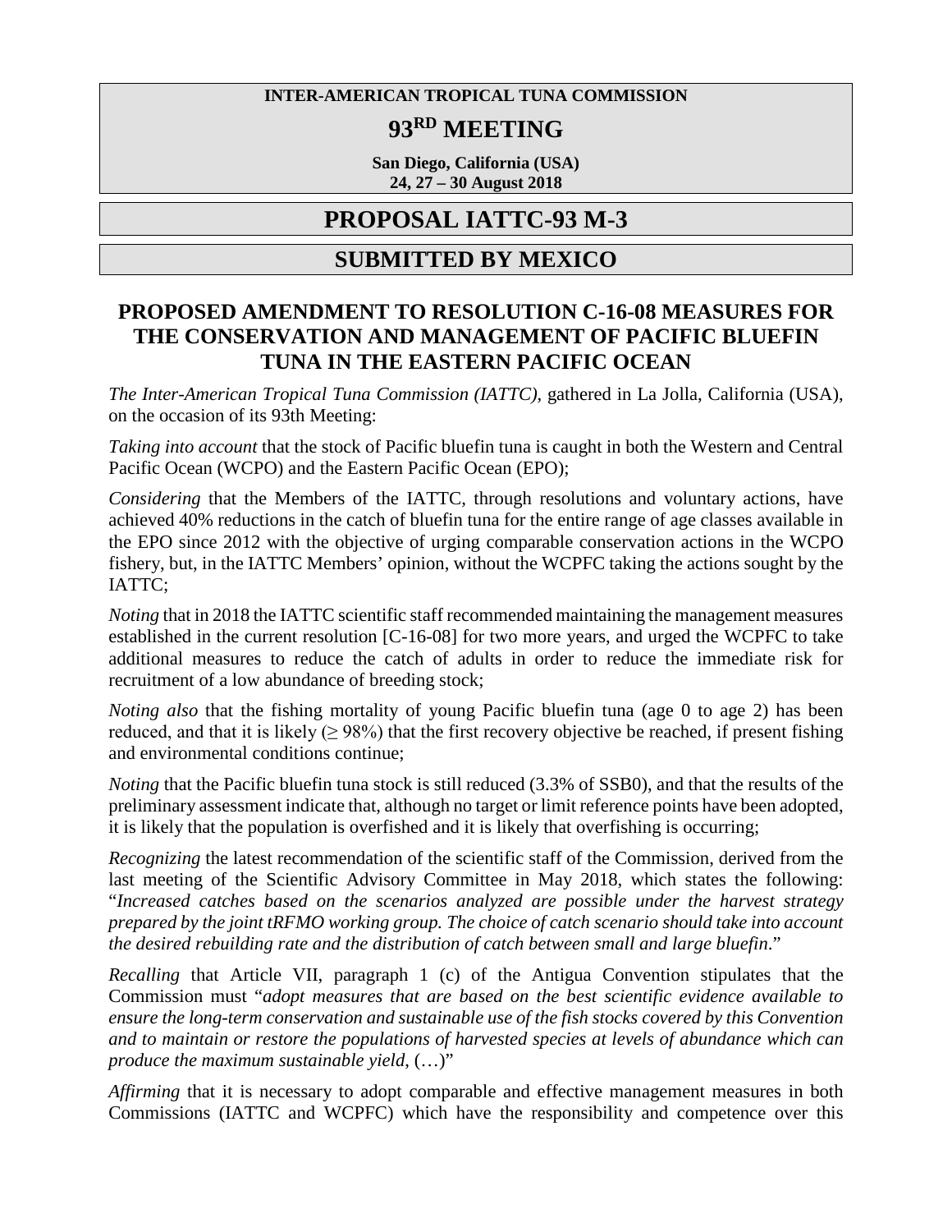**INTER-AMERICAN TROPICAL TUNA COMMISSION**

# 93RD MEETING

**San Diego, California (USA)**
**24, 27 – 30 August 2018**

# PROPOSAL IATTC-93 M-3

## SUBMITTED BY MEXICO

## PROPOSED AMENDMENT TO RESOLUTION C-16-08 MEASURES FOR THE CONSERVATION AND MANAGEMENT OF PACIFIC BLUEFIN TUNA IN THE EASTERN PACIFIC OCEAN

*The Inter-American Tropical Tuna Commission (IATTC),* gathered in La Jolla, California (USA), on the occasion of its 93th Meeting:

*Taking into account* that the stock of Pacific bluefin tuna is caught in both the Western and Central Pacific Ocean (WCPO) and the Eastern Pacific Ocean (EPO);

*Considering* that the Members of the IATTC, through resolutions and voluntary actions, have achieved 40% reductions in the catch of bluefin tuna for the entire range of age classes available in the EPO since 2012 with the objective of urging comparable conservation actions in the WCPO fishery, but, in the IATTC Members' opinion, without the WCPFC taking the actions sought by the IATTC;

*Noting* that in 2018 the IATTC scientific staff recommended maintaining the management measures established in the current resolution [C-16-08] for two more years, and urged the WCPFC to take additional measures to reduce the catch of adults in order to reduce the immediate risk for recruitment of a low abundance of breeding stock;

*Noting also* that the fishing mortality of young Pacific bluefin tuna (age 0 to age 2) has been reduced, and that it is likely ($\geq$ 98%) that the first recovery objective be reached, if present fishing and environmental conditions continue;

*Noting* that the Pacific bluefin tuna stock is still reduced (3.3% of SSB0), and that the results of the preliminary assessment indicate that, although no target or limit reference points have been adopted, it is likely that the population is overfished and it is likely that overfishing is occurring;

*Recognizing* the latest recommendation of the scientific staff of the Commission, derived from the last meeting of the Scientific Advisory Committee in May 2018, which states the following: "*Increased catches based on the scenarios analyzed are possible under the harvest strategy prepared by the joint tRFMO working group. The choice of catch scenario should take into account the desired rebuilding rate and the distribution of catch between small and large bluefin.*"

*Recalling* that Article VII, paragraph 1 (c) of the Antigua Convention stipulates that the Commission must "*adopt measures that are based on the best scientific evidence available to ensure the long-term conservation and sustainable use of the fish stocks covered by this Convention and to maintain or restore the populations of harvested species at levels of abundance which can produce the maximum sustainable yield,* (…)"

*Affirming* that it is necessary to adopt comparable and effective management measures in both Commissions (IATTC and WCPFC) which have the responsibility and competence over this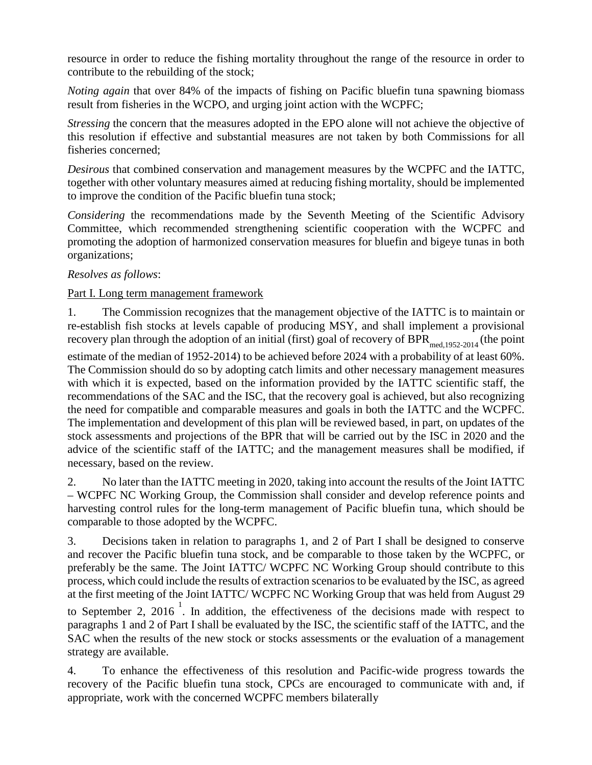resource in order to reduce the fishing mortality throughout the range of the resource in order to contribute to the rebuilding of the stock;

*Noting again* that over 84% of the impacts of fishing on Pacific bluefin tuna spawning biomass result from fisheries in the WCPO, and urging joint action with the WCPFC;

*Stressing* the concern that the measures adopted in the EPO alone will not achieve the objective of this resolution if effective and substantial measures are not taken by both Commissions for all fisheries concerned;

*Desirous* that combined conservation and management measures by the WCPFC and the IATTC, together with other voluntary measures aimed at reducing fishing mortality, should be implemented to improve the condition of the Pacific bluefin tuna stock;

*Considering* the recommendations made by the Seventh Meeting of the Scientific Advisory Committee, which recommended strengthening scientific cooperation with the WCPFC and promoting the adoption of harmonized conservation measures for bluefin and bigeye tunas in both organizations;

*Resolves as follows*:

Part I. Long term management framework

1. The Commission recognizes that the management objective of the IATTC is to maintain or re-establish fish stocks at levels capable of producing MSY, and shall implement a provisional recovery plan through the adoption of an initial (first) goal of recovery of $BPR_{med,1952-2014}$ (the point estimate of the median of 1952-2014) to be achieved before 2024 with a probability of at least 60%. The Commission should do so by adopting catch limits and other necessary management measures with which it is expected, based on the information provided by the IATTC scientific staff, the recommendations of the SAC and the ISC, that the recovery goal is achieved, but also recognizing the need for compatible and comparable measures and goals in both the IATTC and the WCPFC. The implementation and development of this plan will be reviewed based, in part, on updates of the stock assessments and projections of the BPR that will be carried out by the ISC in 2020 and the advice of the scientific staff of the IATTC; and the management measures shall be modified, if necessary, based on the review.

2. No later than the IATTC meeting in 2020, taking into account the results of the Joint IATTC – WCPFC NC Working Group, the Commission shall consider and develop reference points and harvesting control rules for the long-term management of Pacific bluefin tuna, which should be comparable to those adopted by the WCPFC.

3. Decisions taken in relation to paragraphs 1, and 2 of Part I shall be designed to conserve and recover the Pacific bluefin tuna stock, and be comparable to those taken by the WCPFC, or preferably be the same. The Joint IATTC/ WCPFC NC Working Group should contribute to this process, which could include the results of extraction scenarios to be evaluated by the ISC, as agreed at the first meeting of the Joint IATTC/ WCPFC NC Working Group that was held from August 29 to September 2, 2016 [1]. In addition, the effectiveness of the decisions made with respect to paragraphs 1 and 2 of Part I shall be evaluated by the ISC, the scientific staff of the IATTC, and the SAC when the results of the new stock or stocks assessments or the evaluation of a management strategy are available.

4. To enhance the effectiveness of this resolution and Pacific-wide progress towards the recovery of the Pacific bluefin tuna stock, CPCs are encouraged to communicate with and, if appropriate, work with the concerned WCPFC members bilaterally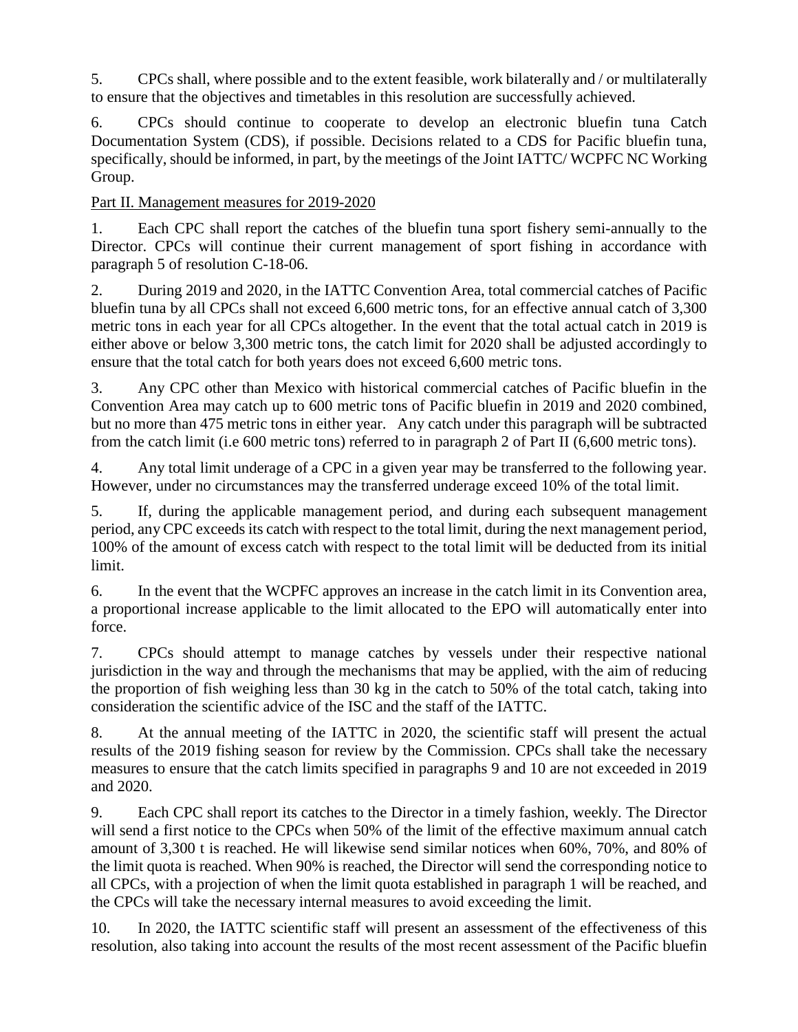5. CPCs shall, where possible and to the extent feasible, work bilaterally and / or multilaterally to ensure that the objectives and timetables in this resolution are successfully achieved.

6. CPCs should continue to cooperate to develop an electronic bluefin tuna Catch Documentation System (CDS), if possible. Decisions related to a CDS for Pacific bluefin tuna, specifically, should be informed, in part, by the meetings of the Joint IATTC/ WCPFC NC Working Group.

<u>Part II. Management measures for 2019-2020</u>

1. Each CPC shall report the catches of the bluefin tuna sport fishery semi-annually to the Director. CPCs will continue their current management of sport fishing in accordance with paragraph 5 of resolution C-18-06.

2. During 2019 and 2020, in the IATTC Convention Area, total commercial catches of Pacific bluefin tuna by all CPCs shall not exceed 6,600 metric tons, for an effective annual catch of 3,300 metric tons in each year for all CPCs altogether. In the event that the total actual catch in 2019 is either above or below 3,300 metric tons, the catch limit for 2020 shall be adjusted accordingly to ensure that the total catch for both years does not exceed 6,600 metric tons.

3. Any CPC other than Mexico with historical commercial catches of Pacific bluefin in the Convention Area may catch up to 600 metric tons of Pacific bluefin in 2019 and 2020 combined, but no more than 475 metric tons in either year. Any catch under this paragraph will be subtracted from the catch limit (i.e 600 metric tons) referred to in paragraph 2 of Part II (6,600 metric tons).

4. Any total limit underage of a CPC in a given year may be transferred to the following year. However, under no circumstances may the transferred underage exceed 10% of the total limit.

5. If, during the applicable management period, and during each subsequent management period, any CPC exceeds its catch with respect to the total limit, during the next management period, 100% of the amount of excess catch with respect to the total limit will be deducted from its initial limit.

6. In the event that the WCPFC approves an increase in the catch limit in its Convention area, a proportional increase applicable to the limit allocated to the EPO will automatically enter into force.

7. CPCs should attempt to manage catches by vessels under their respective national jurisdiction in the way and through the mechanisms that may be applied, with the aim of reducing the proportion of fish weighing less than 30 kg in the catch to 50% of the total catch, taking into consideration the scientific advice of the ISC and the staff of the IATTC.

8. At the annual meeting of the IATTC in 2020, the scientific staff will present the actual results of the 2019 fishing season for review by the Commission. CPCs shall take the necessary measures to ensure that the catch limits specified in paragraphs 9 and 10 are not exceeded in 2019 and 2020.

9. Each CPC shall report its catches to the Director in a timely fashion, weekly. The Director will send a first notice to the CPCs when 50% of the limit of the effective maximum annual catch amount of 3,300 t is reached. He will likewise send similar notices when 60%, 70%, and 80% of the limit quota is reached. When 90% is reached, the Director will send the corresponding notice to all CPCs, with a projection of when the limit quota established in paragraph 1 will be reached, and the CPCs will take the necessary internal measures to avoid exceeding the limit.

10. In 2020, the IATTC scientific staff will present an assessment of the effectiveness of this resolution, also taking into account the results of the most recent assessment of the Pacific bluefin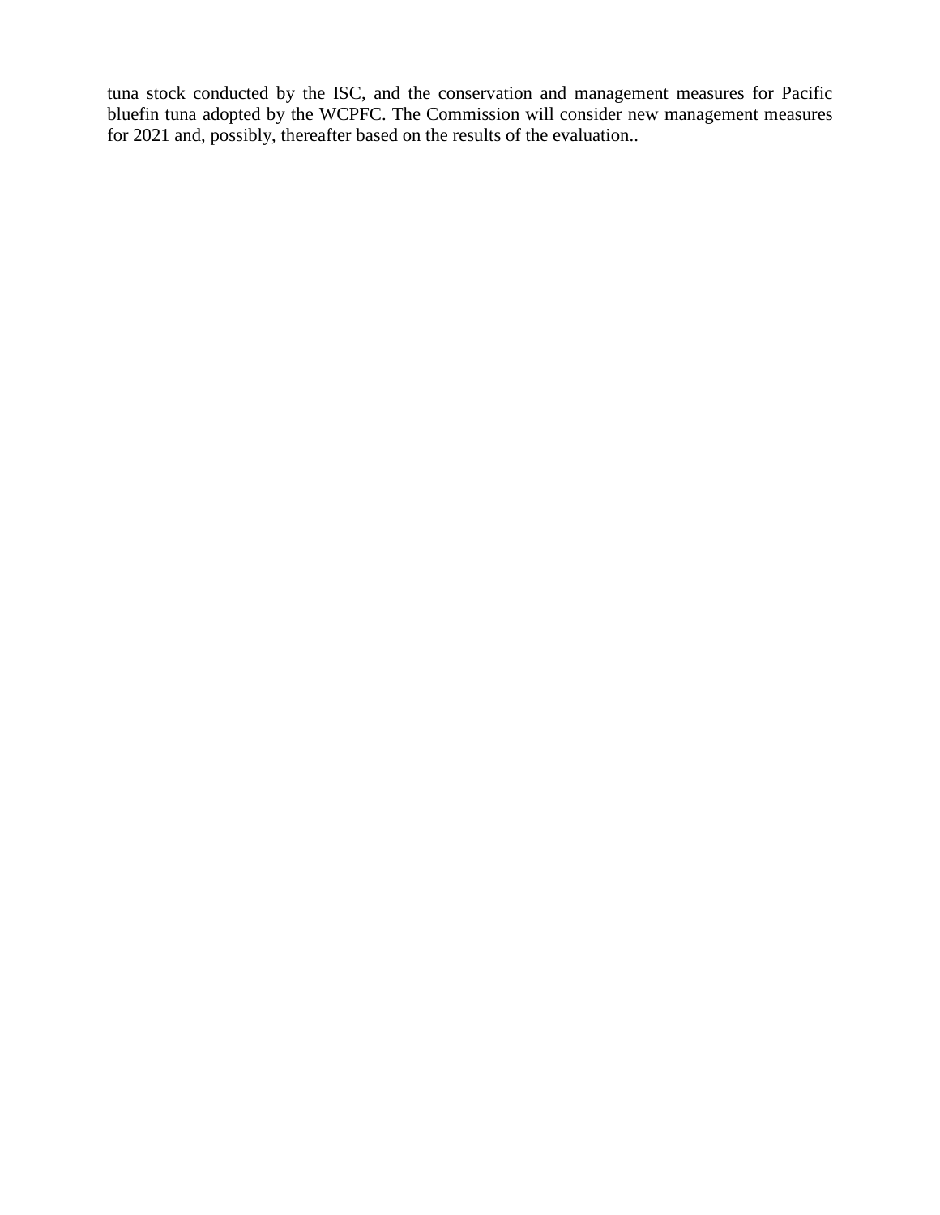tuna stock conducted by the ISC, and the conservation and management measures for Pacific bluefin tuna adopted by the WCPFC. The Commission will consider new management measures for 2021 and, possibly, thereafter based on the results of the evaluation..